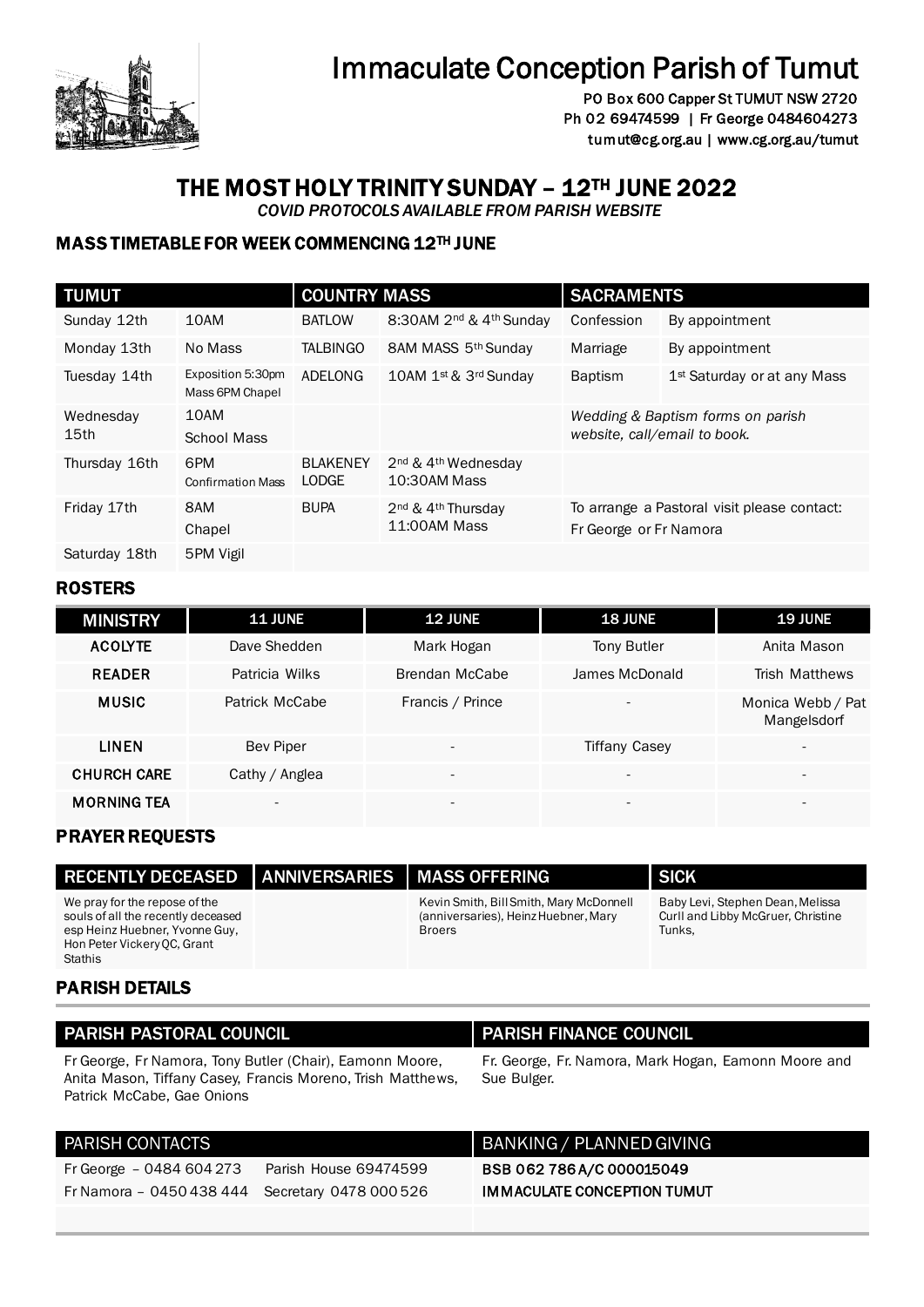# Immaculate Conception Parish of Tumut

PO Box 600 Capper St TUMUT NSW 2720
Ph 02 69474599 | Fr George 0484604273
tumut@cg.org.au | www.cg.org.au/tumut

## THE MOST HOLY TRINITY SUNDAY – 12TH JUNE 2022

*COVID PROTOCOLS AVAILABLE FROM PARISH WEBSITE*

### MASS TIMETABLE FOR WEEK COMMENCING 12TH JUNE

| TUMUT | | COUNTRY MASS | | SACRAMENTS | |
|---|---|---|---|---|---|
| Sunday 12th | 10AM | BATLOW | 8:30AM 2nd & 4th Sunday | Confession | By appointment |
| Monday 13th | No Mass | TALBINGO | 8AM MASS 5th Sunday | Marriage | By appointment |
| Tuesday 14th | Exposition 5:30pm Mass 6PM Chapel | ADELONG | 10AM 1st & 3rd Sunday | Baptism | 1st Saturday or at any Mass |
| Wednesday 15th | 10AM School Mass | | | *Wedding & Baptism forms on parish website, call/email to book.* | |
| Thursday 16th | 6PM Confirmation Mass | BLAKENEY LODGE | 2nd & 4th Wednesday 10:30AM Mass | | |
| Friday 17th | 8AM Chapel | BUPA | 2nd & 4th Thursday 11:00AM Mass | To arrange a Pastoral visit please contact: Fr George or Fr Namora | |
| Saturday 18th | 5PM Vigil | | | | |

### ROSTERS

| MINISTRY | 11 JUNE | 12 JUNE | 18 JUNE | 19 JUNE |
|---|---|---|---|---|
| ACOLYTE | Dave Shedden | Mark Hogan | Tony Butler | Anita Mason |
| READER | Patricia Wilks | Brendan McCabe | James McDonald | Trish Matthews |
| MUSIC | Patrick McCabe | Francis / Prince | - | Monica Webb / Pat Mangelsdorf |
| LINEN | Bev Piper | - | Tiffany Casey | - |
| CHURCH CARE | Cathy / Anglea | - | - | - |
| MORNING TEA | - | - | - | - |

### PRAYER REQUESTS

| RECENTLY DECEASED | ANNIVERSARIES | MASS OFFERING | SICK |
|---|---|---|---|
| We pray for the repose of the souls of all the recently deceased esp Heinz Huebner, Yvonne Guy, Hon Peter Vickery QC, Grant Stathis | | Kevin Smith, Bill Smith, Mary McDonnell (anniversaries), Heinz Huebner, Mary Broers | Baby Levi, Stephen Dean, Melissa Curll and Libby McGruer, Christine Tunks, |

### PARISH DETAILS

| PARISH PASTORAL COUNCIL | PARISH FINANCE COUNCIL |
|---|---|
| Fr George, Fr Namora, Tony Butler (Chair), Eamonn Moore, Anita Mason, Tiffany Casey, Francis Moreno, Trish Matthews, Patrick McCabe, Gae Onions | Fr. George, Fr. Namora, Mark Hogan, Eamonn Moore and Sue Bulger. |

| PARISH CONTACTS | | BANKING / PLANNED GIVING |
|---|---|---|
| Fr George – 0484 604 273 | Parish House 69474599 | BSB 062 786 A/C 000015049 |
| Fr Namora – 0450 438 444 | Secretary 0478 000 526 | IMMACULATE CONCEPTION TUMUT |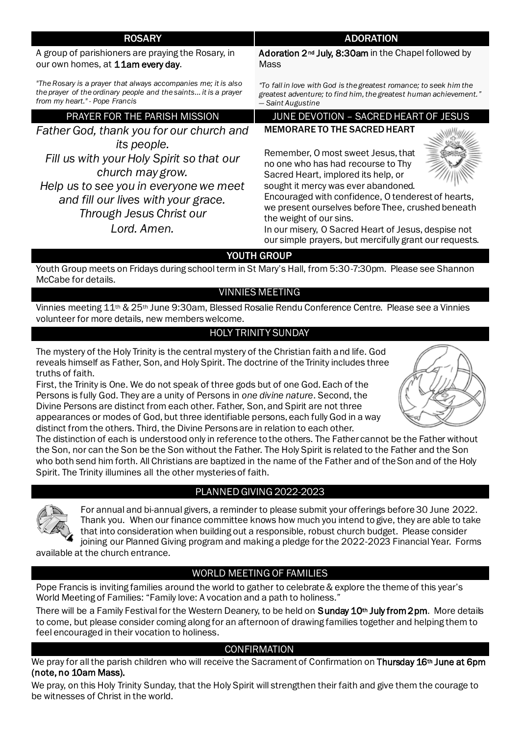## ROSARY

A group of parishioners are praying the Rosary, in our own homes, at **11am every day**.

*"The Rosary is a prayer that always accompanies me; it is also the prayer of the ordinary people and the saints… it is a prayer from my heart." - Pope Francis*

## ADORATION

**Adoration 2nd July, 8:30am** in the Chapel followed by Mass

*"To fall in love with God is the greatest romance; to seek him the greatest adventure; to find him, the greatest human achievement." — Saint Augustine*

## PRAYER FOR THE PARISH MISSION

*Father God, thank you for our church and its people.*
*Fill us with your Holy Spirit so that our church may grow.*
*Help us to see you in everyone we meet and fill our lives with your grace.*
*Through Jesus Christ our Lord. Amen.*

## JUNE DEVOTION – SACRED HEART OF JESUS

**MEMORARE TO THE SACRED HEART**

Remember, O most sweet Jesus, that no one who has had recourse to Thy Sacred Heart, implored its help, or sought it mercy was ever abandoned. Encouraged with confidence, O tenderest of hearts, we present ourselves before Thee, crushed beneath the weight of our sins.
In our misery, O Sacred Heart of Jesus, despise not our simple prayers, but mercifully grant our requests.

## YOUTH GROUP

Youth Group meets on Fridays during school term in St Mary's Hall, from 5:30-7:30pm. Please see Shannon McCabe for details.

## VINNIES MEETING

Vinnies meeting 11th & 25th June 9:30am, Blessed Rosalie Rendu Conference Centre. Please see a Vinnies volunteer for more details, new members welcome.

## HOLY TRINITY SUNDAY

The mystery of the Holy Trinity is the central mystery of the Christian faith and life. God reveals himself as Father, Son, and Holy Spirit. The doctrine of the Trinity includes three truths of faith.
First, the Trinity is One. We do not speak of three gods but of one God. Each of the Persons is fully God. They are a unity of Persons in *one divine nature*. Second, the Divine Persons are distinct from each other. Father, Son, and Spirit are not three appearances or modes of God, but three identifiable persons, each fully God in a way distinct from the others. Third, the Divine Persons are in relation to each other.
The distinction of each is understood only in reference to the others. The Father cannot be the Father without the Son, nor can the Son be the Son without the Father. The Holy Spirit is related to the Father and the Son who both send him forth. All Christians are baptized in the name of the Father and of the Son and of the Holy Spirit. The Trinity illumines all the other mysteries of faith.

## PLANNED GIVING 2022-2023

For annual and bi-annual givers, a reminder to please submit your offerings before 30 June 2022. Thank you. When our finance committee knows how much you intend to give, they are able to take that into consideration when building out a responsible, robust church budget. Please consider joining our Planned Giving program and making a pledge for the 2022-2023 Financial Year. Forms available at the church entrance.

## WORLD MEETING OF FAMILIES

Pope Francis is inviting families around the world to gather to celebrate & explore the theme of this year's World Meeting of Families: "Family love: A vocation and a path to holiness."

There will be a Family Festival for the Western Deanery, to be held on **Sunday 10th July from 2pm**. More details to come, but please consider coming along for an afternoon of drawing families together and helping them to feel encouraged in their vocation to holiness.

## CONFIRMATION

We pray for all the parish children who will receive the Sacrament of Confirmation on **Thursday 16th June at 6pm (note, no 10am Mass).**

We pray, on this Holy Trinity Sunday, that the Holy Spirit will strengthen their faith and give them the courage to be witnesses of Christ in the world.